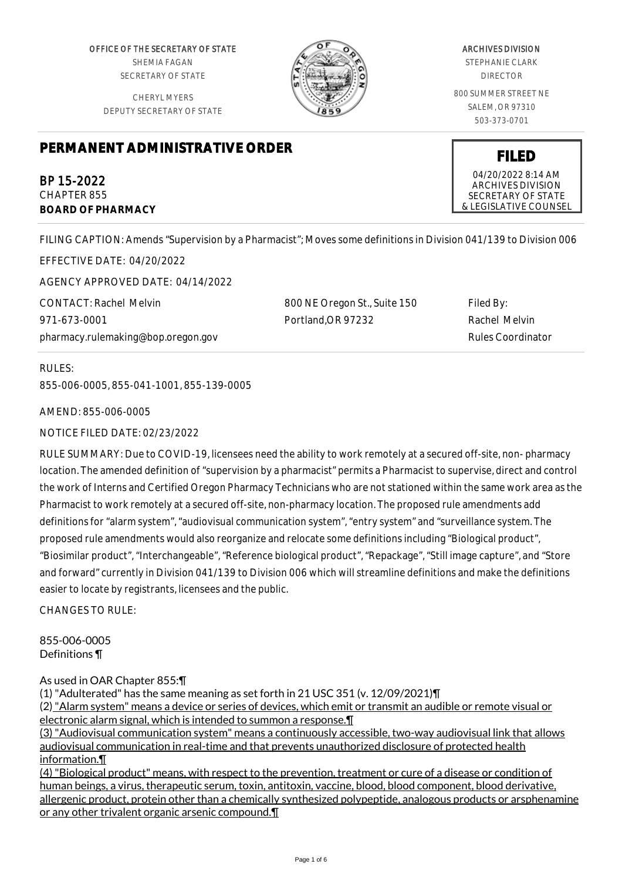OFFICE OF THE SECRETARY OF STATE
SHEMIA FAGAN
SECRETARY OF STATE

CHERYL MYERS
DEPUTY SECRETARY OF STATE

ARCHIVES DIVISION
STEPHANIE CLARK
DIRECTOR

800 SUMMER STREET NE
SALEM, OR 97310
503-373-0701

# PERMANENT ADMINISTRATIVE ORDER

**FILED**
04/20/2022 8:14 AM
ARCHIVES DIVISION
SECRETARY OF STATE
& LEGISLATIVE COUNSEL

BP 15-2022
CHAPTER 855
**BOARD OF PHARMACY**

FILING CAPTION: Amends "Supervision by a Pharmacist"; Moves some definitions in Division 041/139 to Division 006

EFFECTIVE DATE: 04/20/2022

AGENCY APPROVED DATE: 04/14/2022

CONTACT: Rachel Melvin
971-673-0001
pharmacy.rulemaking@bop.oregon.gov

800 NE Oregon St., Suite 150
Portland,OR 97232

Filed By:
Rachel Melvin
Rules Coordinator

RULES:

855-006-0005, 855-041-1001, 855-139-0005

AMEND: 855-006-0005

NOTICE FILED DATE: 02/23/2022

RULE SUMMARY: Due to COVID-19, licensees need the ability to work remotely at a secured off-site, non- pharmacy location. The amended definition of "supervision by a pharmacist" permits a Pharmacist to supervise, direct and control the work of Interns and Certified Oregon Pharmacy Technicians who are not stationed within the same work area as the Pharmacist to work remotely at a secured off-site, non-pharmacy location. The proposed rule amendments add definitions for "alarm system", "audiovisual communication system", "entry system" and "surveillance system. The proposed rule amendments would also reorganize and relocate some definitions including "Biological product", "Biosimilar product", "Interchangeable", "Reference biological product", "Repackage", "Still image capture", and "Store and forward" currently in Division 041/139 to Division 006 which will streamline definitions and make the definitions easier to locate by registrants, licensees and the public.

CHANGES TO RULE:

855-006-0005
Definitions ¶

As used in OAR Chapter 855:¶
(1) "Adulterated" has the same meaning as set forth in 21 USC 351 (v. 12/09/2021)¶
(2) "Alarm system" means a device or series of devices, which emit or transmit an audible or remote visual or electronic alarm signal, which is intended to summon a response.¶
(3) "Audiovisual communication system" means a continuously accessible, two-way audiovisual link that allows audiovisual communication in real-time and that prevents unauthorized disclosure of protected health information.¶
(4) "Biological product" means, with respect to the prevention, treatment or cure of a disease or condition of human beings, a virus, therapeutic serum, toxin, antitoxin, vaccine, blood, blood component, blood derivative, allergenic product, protein other than a chemically synthesized polypeptide, analogous products or arsphenamine or any other trivalent organic arsenic compound.¶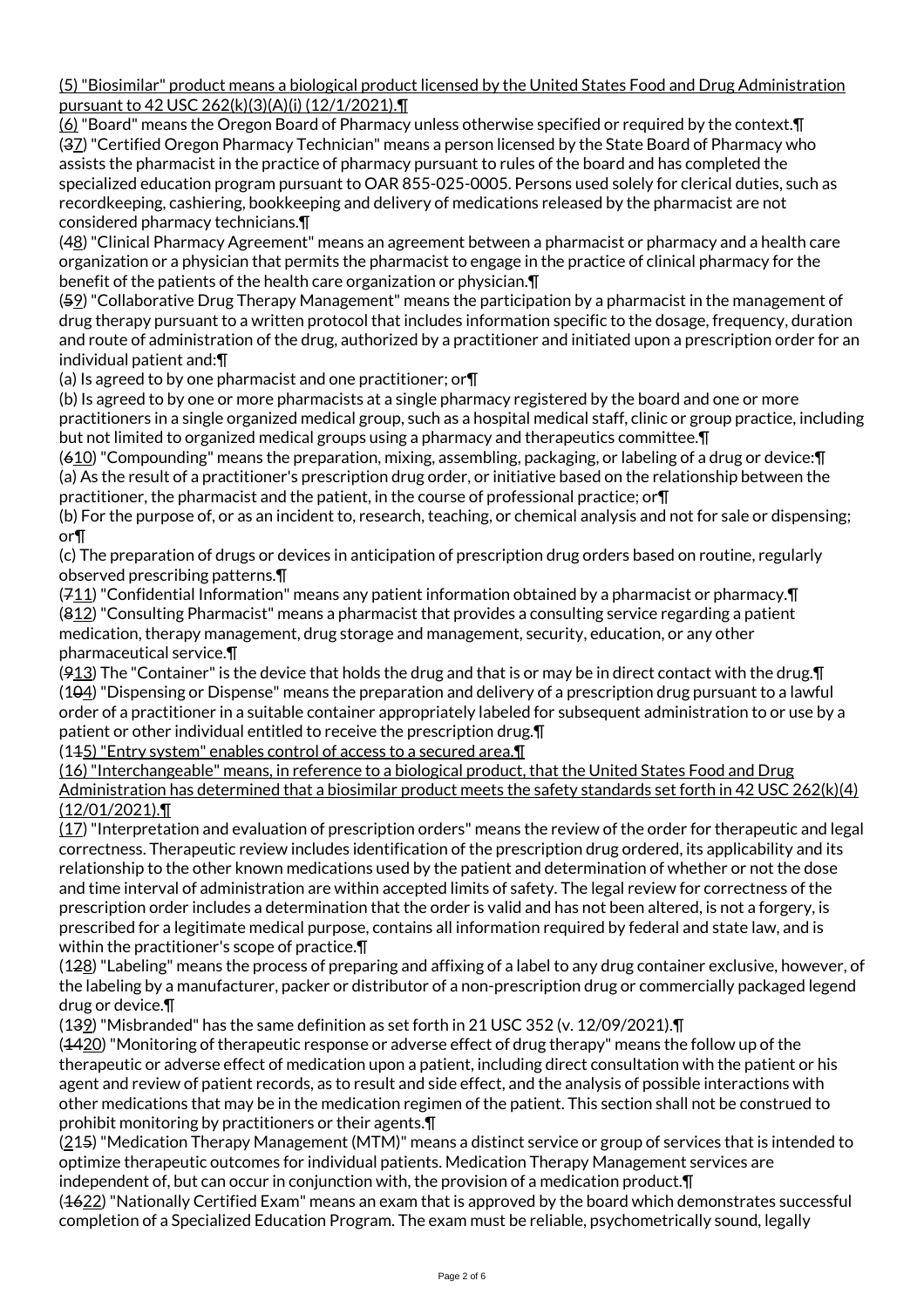<u>(5) "Biosimilar" product means a biological product licensed by the United States Food and Drug Administration pursuant to 42 USC 262(k)(3)(A)(i) (12/1/2021).¶</u>

<u>(6)</u> "Board" means the Oregon Board of Pharmacy unless otherwise specified or required by the context.¶

(~~3~~<u>7</u>) "Certified Oregon Pharmacy Technician" means a person licensed by the State Board of Pharmacy who assists the pharmacist in the practice of pharmacy pursuant to rules of the board and has completed the specialized education program pursuant to OAR 855-025-0005. Persons used solely for clerical duties, such as recordkeeping, cashiering, bookkeeping and delivery of medications released by the pharmacist are not considered pharmacy technicians.¶

(~~4~~<u>8</u>) "Clinical Pharmacy Agreement" means an agreement between a pharmacist or pharmacy and a health care organization or a physician that permits the pharmacist to engage in the practice of clinical pharmacy for the benefit of the patients of the health care organization or physician.¶

(~~5~~<u>9</u>) "Collaborative Drug Therapy Management" means the participation by a pharmacist in the management of drug therapy pursuant to a written protocol that includes information specific to the dosage, frequency, duration and route of administration of the drug, authorized by a practitioner and initiated upon a prescription order for an individual patient and:¶

(a) Is agreed to by one pharmacist and one practitioner; or¶

(b) Is agreed to by one or more pharmacists at a single pharmacy registered by the board and one or more practitioners in a single organized medical group, such as a hospital medical staff, clinic or group practice, including but not limited to organized medical groups using a pharmacy and therapeutics committee.¶

(~~6~~<u>10</u>) "Compounding" means the preparation, mixing, assembling, packaging, or labeling of a drug or device:¶

(a) As the result of a practitioner's prescription drug order, or initiative based on the relationship between the practitioner, the pharmacist and the patient, in the course of professional practice; or¶

(b) For the purpose of, or as an incident to, research, teaching, or chemical analysis and not for sale or dispensing; or¶

(c) The preparation of drugs or devices in anticipation of prescription drug orders based on routine, regularly observed prescribing patterns.¶

(~~7~~<u>11</u>) "Confidential Information" means any patient information obtained by a pharmacist or pharmacy.¶

(~~8~~<u>12</u>) "Consulting Pharmacist" means a pharmacist that provides a consulting service regarding a patient medication, therapy management, drug storage and management, security, education, or any other pharmaceutical service.¶

(~~9~~<u>13</u>) The "Container" is the device that holds the drug and that is or may be in direct contact with the drug.¶

(1~~0~~<u>4</u>) "Dispensing or Dispense" means the preparation and delivery of a prescription drug pursuant to a lawful order of a practitioner in a suitable container appropriately labeled for subsequent administration to or use by a patient or other individual entitled to receive the prescription drug.¶

(1~~1~~<u>5) "Entry system" enables control of access to a secured area.¶</u>

<u>(16) "Interchangeable" means, in reference to a biological product, that the United States Food and Drug Administration has determined that a biosimilar product meets the safety standards set forth in 42 USC 262(k)(4) (12/01/2021).¶</u>

<u>(17)</u> "Interpretation and evaluation of prescription orders" means the review of the order for therapeutic and legal correctness. Therapeutic review includes identification of the prescription drug ordered, its applicability and its relationship to the other known medications used by the patient and determination of whether or not the dose and time interval of administration are within accepted limits of safety. The legal review for correctness of the prescription order includes a determination that the order is valid and has not been altered, is not a forgery, is prescribed for a legitimate medical purpose, contains all information required by federal and state law, and is within the practitioner's scope of practice.¶

(1~~2~~<u>8</u>) "Labeling" means the process of preparing and affixing of a label to any drug container exclusive, however, of the labeling by a manufacturer, packer or distributor of a non-prescription drug or commercially packaged legend drug or device.¶

(1~~3~~<u>9</u>) "Misbranded" has the same definition as set forth in 21 USC 352 (v. 12/09/2021).¶

(~~14~~<u>20</u>) "Monitoring of therapeutic response or adverse effect of drug therapy" means the follow up of the therapeutic or adverse effect of medication upon a patient, including direct consultation with the patient or his agent and review of patient records, as to result and side effect, and the analysis of possible interactions with other medications that may be in the medication regimen of the patient. This section shall not be construed to prohibit monitoring by practitioners or their agents.¶

(<u>2</u>1~~5~~) "Medication Therapy Management (MTM)" means a distinct service or group of services that is intended to optimize therapeutic outcomes for individual patients. Medication Therapy Management services are independent of, but can occur in conjunction with, the provision of a medication product.¶

(~~16~~<u>22</u>) "Nationally Certified Exam" means an exam that is approved by the board which demonstrates successful completion of a Specialized Education Program. The exam must be reliable, psychometrically sound, legally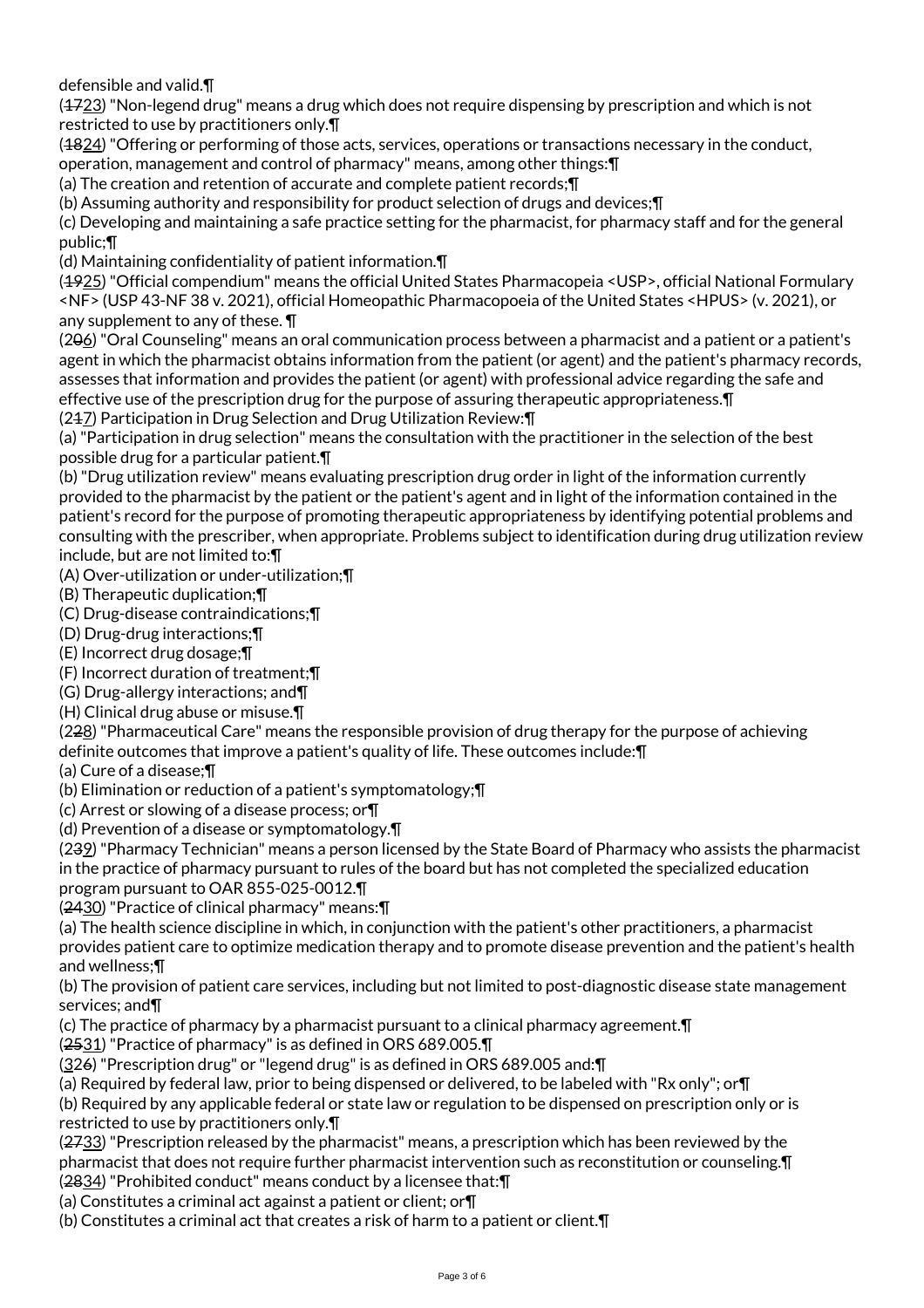defensible and valid.¶

(~~17~~23) "Non-legend drug" means a drug which does not require dispensing by prescription and which is not restricted to use by practitioners only.¶

(~~18~~24) "Offering or performing of those acts, services, operations or transactions necessary in the conduct, operation, management and control of pharmacy" means, among other things:¶

(a) The creation and retention of accurate and complete patient records;¶

(b) Assuming authority and responsibility for product selection of drugs and devices;¶

(c) Developing and maintaining a safe practice setting for the pharmacist, for pharmacy staff and for the general public;¶

(d) Maintaining confidentiality of patient information.¶

(~~19~~25) "Official compendium" means the official United States Pharmacopeia <USP>, official National Formulary <NF> (USP 43-NF 38 v. 2021), official Homeopathic Pharmacopoeia of the United States <HPUS> (v. 2021), or any supplement to any of these. ¶

(2~~0~~6) "Oral Counseling" means an oral communication process between a pharmacist and a patient or a patient's agent in which the pharmacist obtains information from the patient (or agent) and the patient's pharmacy records, assesses that information and provides the patient (or agent) with professional advice regarding the safe and effective use of the prescription drug for the purpose of assuring therapeutic appropriateness.¶

(2~~1~~7) Participation in Drug Selection and Drug Utilization Review:¶

(a) "Participation in drug selection" means the consultation with the practitioner in the selection of the best possible drug for a particular patient.¶

(b) "Drug utilization review" means evaluating prescription drug order in light of the information currently provided to the pharmacist by the patient or the patient's agent and in light of the information contained in the patient's record for the purpose of promoting therapeutic appropriateness by identifying potential problems and consulting with the prescriber, when appropriate. Problems subject to identification during drug utilization review include, but are not limited to:¶

(A) Over-utilization or under-utilization;¶

(B) Therapeutic duplication;¶

(C) Drug-disease contraindications;¶

(D) Drug-drug interactions;¶

(E) Incorrect drug dosage;¶

(F) Incorrect duration of treatment;¶

(G) Drug-allergy interactions; and¶

(H) Clinical drug abuse or misuse.¶

(2~~2~~8) "Pharmaceutical Care" means the responsible provision of drug therapy for the purpose of achieving definite outcomes that improve a patient's quality of life. These outcomes include:¶

(a) Cure of a disease;¶

(b) Elimination or reduction of a patient's symptomatology;¶

(c) Arrest or slowing of a disease process; or¶

(d) Prevention of a disease or symptomatology.¶

(2~~3~~9) "Pharmacy Technician" means a person licensed by the State Board of Pharmacy who assists the pharmacist in the practice of pharmacy pursuant to rules of the board but has not completed the specialized education program pursuant to OAR 855-025-0012.¶

(~~24~~30) "Practice of clinical pharmacy" means:¶

(a) The health science discipline in which, in conjunction with the patient's other practitioners, a pharmacist provides patient care to optimize medication therapy and to promote disease prevention and the patient's health and wellness;¶

(b) The provision of patient care services, including but not limited to post-diagnostic disease state management services; and¶

(c) The practice of pharmacy by a pharmacist pursuant to a clinical pharmacy agreement.¶

(~~25~~31) "Practice of pharmacy" is as defined in ORS 689.005.¶

(32~~6~~) "Prescription drug" or "legend drug" is as defined in ORS 689.005 and:¶

(a) Required by federal law, prior to being dispensed or delivered, to be labeled with "Rx only"; or¶

(b) Required by any applicable federal or state law or regulation to be dispensed on prescription only or is restricted to use by practitioners only.¶

(~~27~~33) "Prescription released by the pharmacist" means, a prescription which has been reviewed by the pharmacist that does not require further pharmacist intervention such as reconstitution or counseling.¶

(~~28~~34) "Prohibited conduct" means conduct by a licensee that:¶

(a) Constitutes a criminal act against a patient or client; or¶

(b) Constitutes a criminal act that creates a risk of harm to a patient or client.¶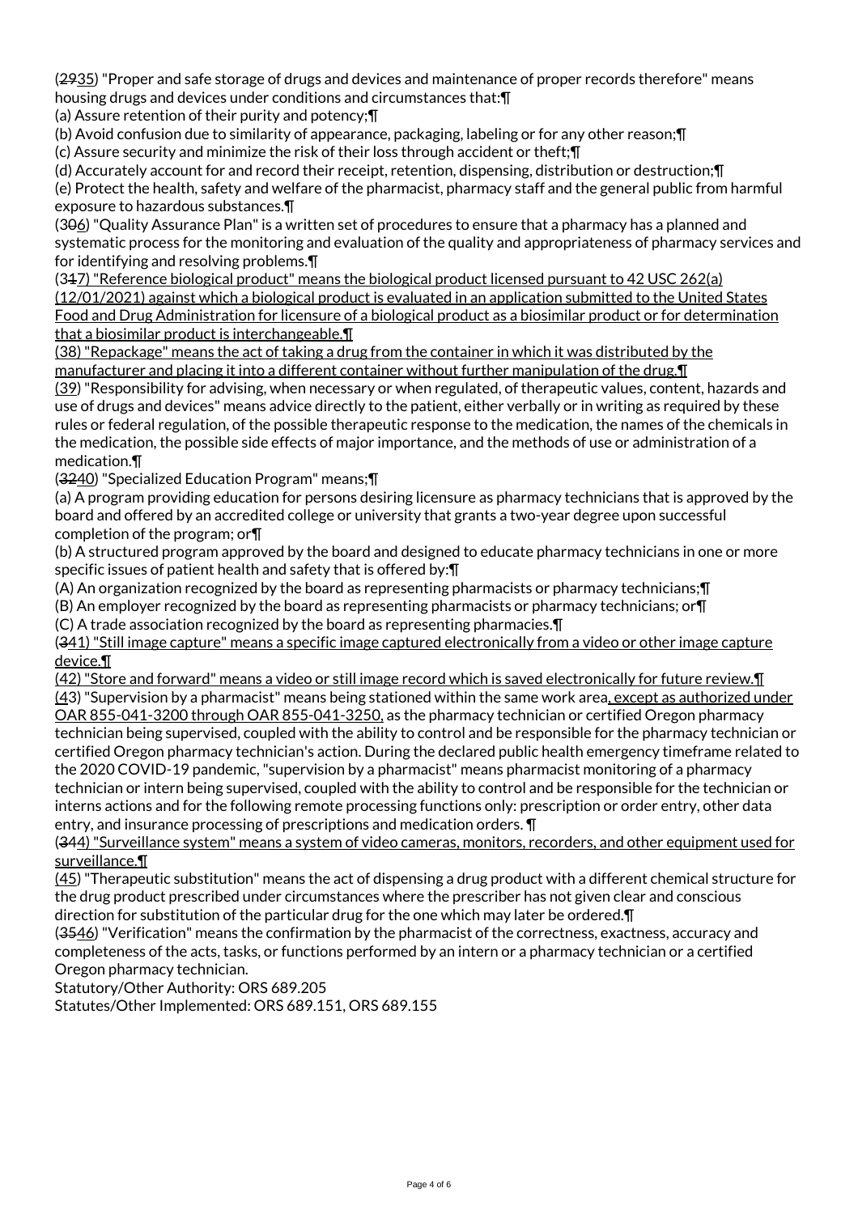(2935) "Proper and safe storage of drugs and devices and maintenance of proper records therefore" means housing drugs and devices under conditions and circumstances that:¶

(a) Assure retention of their purity and potency;¶

(b) Avoid confusion due to similarity of appearance, packaging, labeling or for any other reason;¶

(c) Assure security and minimize the risk of their loss through accident or theft;¶

(d) Accurately account for and record their receipt, retention, dispensing, distribution or destruction;¶

(e) Protect the health, safety and welfare of the pharmacist, pharmacy staff and the general public from harmful exposure to hazardous substances.¶

(306) "Quality Assurance Plan" is a written set of procedures to ensure that a pharmacy has a planned and systematic process for the monitoring and evaluation of the quality and appropriateness of pharmacy services and for identifying and resolving problems.¶

(317) "Reference biological product" means the biological product licensed pursuant to 42 USC 262(a) (12/01/2021) against which a biological product is evaluated in an application submitted to the United States Food and Drug Administration for licensure of a biological product as a biosimilar product or for determination that a biosimilar product is interchangeable.¶

(38) "Repackage" means the act of taking a drug from the container in which it was distributed by the manufacturer and placing it into a different container without further manipulation of the drug.¶

(39) "Responsibility for advising, when necessary or when regulated, of therapeutic values, content, hazards and use of drugs and devices" means advice directly to the patient, either verbally or in writing as required by these rules or federal regulation, of the possible therapeutic response to the medication, the names of the chemicals in the medication, the possible side effects of major importance, and the methods of use or administration of a medication.¶

(3240) "Specialized Education Program" means;¶

(a) A program providing education for persons desiring licensure as pharmacy technicians that is approved by the board and offered by an accredited college or university that grants a two-year degree upon successful completion of the program; or¶

(b) A structured program approved by the board and designed to educate pharmacy technicians in one or more specific issues of patient health and safety that is offered by:¶

(A) An organization recognized by the board as representing pharmacists or pharmacy technicians;¶

(B) An employer recognized by the board as representing pharmacists or pharmacy technicians; or¶

(C) A trade association recognized by the board as representing pharmacies.¶

(341) "Still image capture" means a specific image captured electronically from a video or other image capture device.¶

(42) "Store and forward" means a video or still image record which is saved electronically for future review.¶

(43) "Supervision by a pharmacist" means being stationed within the same work area, except as authorized under OAR 855-041-3200 through OAR 855-041-3250, as the pharmacy technician or certified Oregon pharmacy technician being supervised, coupled with the ability to control and be responsible for the pharmacy technician or certified Oregon pharmacy technician's action. During the declared public health emergency timeframe related to the 2020 COVID-19 pandemic, "supervision by a pharmacist" means pharmacist monitoring of a pharmacy technician or intern being supervised, coupled with the ability to control and be responsible for the technician or interns actions and for the following remote processing functions only: prescription or order entry, other data entry, and insurance processing of prescriptions and medication orders. ¶

(344) "Surveillance system" means a system of video cameras, monitors, recorders, and other equipment used for surveillance.¶

(45) "Therapeutic substitution" means the act of dispensing a drug product with a different chemical structure for the drug product prescribed under circumstances where the prescriber has not given clear and conscious direction for substitution of the particular drug for the one which may later be ordered.¶

(3546) "Verification" means the confirmation by the pharmacist of the correctness, exactness, accuracy and completeness of the acts, tasks, or functions performed by an intern or a pharmacy technician or a certified Oregon pharmacy technician.

Statutory/Other Authority: ORS 689.205

Statutes/Other Implemented: ORS 689.151, ORS 689.155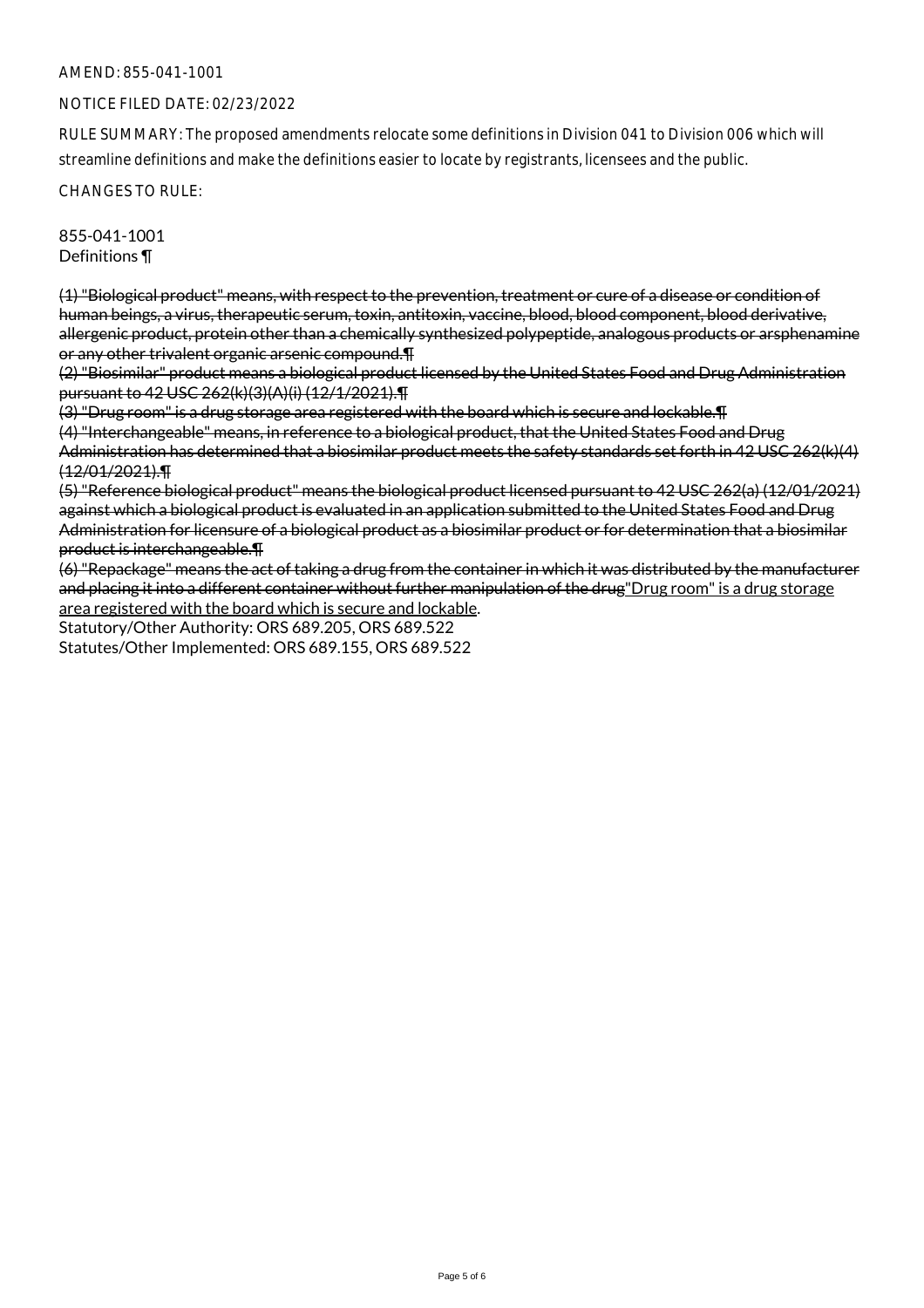AMEND: 855-041-1001

NOTICE FILED DATE: 02/23/2022

RULE SUMMARY: The proposed amendments relocate some definitions in Division 041 to Division 006 which will streamline definitions and make the definitions easier to locate by registrants, licensees and the public.

CHANGES TO RULE:

855-041-1001
Definitions ¶

~~(1) "Biological product" means, with respect to the prevention, treatment or cure of a disease or condition of human beings, a virus, therapeutic serum, toxin, antitoxin, vaccine, blood, blood component, blood derivative, allergenic product, protein other than a chemically synthesized polypeptide, analogous products or arsphenamine or any other trivalent organic arsenic compound.¶~~
~~(2) "Biosimilar" product means a biological product licensed by the United States Food and Drug Administration pursuant to 42 USC 262(k)(3)(A)(i) (12/1/2021).¶~~
~~(3) "Drug room" is a drug storage area registered with the board which is secure and lockable.¶~~
~~(4) "Interchangeable" means, in reference to a biological product, that the United States Food and Drug Administration has determined that a biosimilar product meets the safety standards set forth in 42 USC 262(k)(4) (12/01/2021).¶~~
~~(5) "Reference biological product" means the biological product licensed pursuant to 42 USC 262(a) (12/01/2021) against which a biological product is evaluated in an application submitted to the United States Food and Drug Administration for licensure of a biological product as a biosimilar product or for determination that a biosimilar product is interchangeable.¶~~
~~(6) "Repackage" means the act of taking a drug from the container in which it was distributed by the manufacturer and placing it into a different container without further manipulation of the drug~~<u>"Drug room" is a drug storage area registered with the board which is secure and lockable</u>.

Statutory/Other Authority: ORS 689.205, ORS 689.522
Statutes/Other Implemented: ORS 689.155, ORS 689.522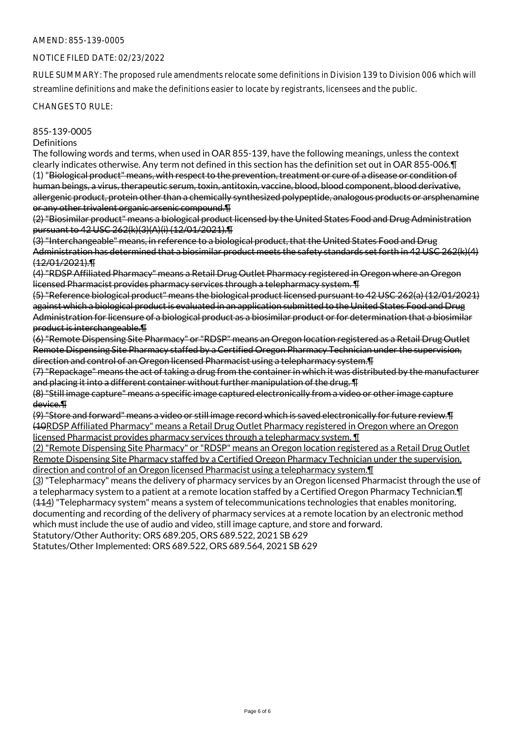AMEND: 855-139-0005

NOTICE FILED DATE: 02/23/2022

RULE SUMMARY: The proposed rule amendments relocate some definitions in Division 139 to Division 006 which will streamline definitions and make the definitions easier to locate by registrants, licensees and the public.

CHANGES TO RULE:

855-139-0005
Definitions
The following words and terms, when used in OAR 855-139, have the following meanings, unless the context clearly indicates otherwise. Any term not defined in this section has the definition set out in OAR 855-006.¶
(1) "~~Biological product" means, with respect to the prevention, treatment or cure of a disease or condition of human beings, a virus, therapeutic serum, toxin, antitoxin, vaccine, blood, blood component, blood derivative, allergenic product, protein other than a chemically synthesized polypeptide, analogous products or arsphenamine or any other trivalent organic arsenic compound.¶~~
~~(2) "Biosimilar product" means a biological product licensed by the United States Food and Drug Administration pursuant to 42 USC 262(k)(3)(A)(i) (12/01/2021).¶~~
~~(3) "Interchangeable" means, in reference to a biological product, that the United States Food and Drug Administration has determined that a biosimilar product meets the safety standards set forth in 42 USC 262(k)(4) (12/01/2021).¶~~
~~(4) "RDSP Affiliated Pharmacy" means a Retail Drug Outlet Pharmacy registered in Oregon where an Oregon licensed Pharmacist provides pharmacy services through a telepharmacy system. ¶~~
~~(5) "Reference biological product" means the biological product licensed pursuant to 42 USC 262(a) (12/01/2021) against which a biological product is evaluated in an application submitted to the United States Food and Drug Administration for licensure of a biological product as a biosimilar product or for determination that a biosimilar product is interchangeable.¶~~
~~(6) "Remote Dispensing Site Pharmacy" or "RDSP" means an Oregon location registered as a Retail Drug Outlet Remote Dispensing Site Pharmacy staffed by a Certified Oregon Pharmacy Technician under the supervision, direction and control of an Oregon licensed Pharmacist using a telepharmacy system.¶~~
~~(7) "Repackage" means the act of taking a drug from the container in which it was distributed by the manufacturer and placing it into a different container without further manipulation of the drug. ¶~~
~~(8) "Still image capture" means a specific image captured electronically from a video or other image capture device.¶~~
~~(9) "Store and forward" means a video or still image record which is saved electronically for future review.¶~~
~~(10~~RDSP Affiliated Pharmacy" means a Retail Drug Outlet Pharmacy registered in Oregon where an Oregon licensed Pharmacist provides pharmacy services through a telepharmacy system. ¶
(2) "Remote Dispensing Site Pharmacy" or "RDSP" means an Oregon location registered as a Retail Drug Outlet Remote Dispensing Site Pharmacy staffed by a Certified Oregon Pharmacy Technician under the supervision, direction and control of an Oregon licensed Pharmacist using a telepharmacy system.¶
(3) "Telepharmacy" means the delivery of pharmacy services by an Oregon licensed Pharmacist through the use of a telepharmacy system to a patient at a remote location staffed by a Certified Oregon Pharmacy Technician.¶
(~~11~~4) "Telepharmacy system" means a system of telecommunications technologies that enables monitoring, documenting and recording of the delivery of pharmacy services at a remote location by an electronic method which must include the use of audio and video, still image capture, and store and forward.
Statutory/Other Authority: ORS 689.205, ORS 689.522, 2021 SB 629
Statutes/Other Implemented: ORS 689.522, ORS 689.564, 2021 SB 629